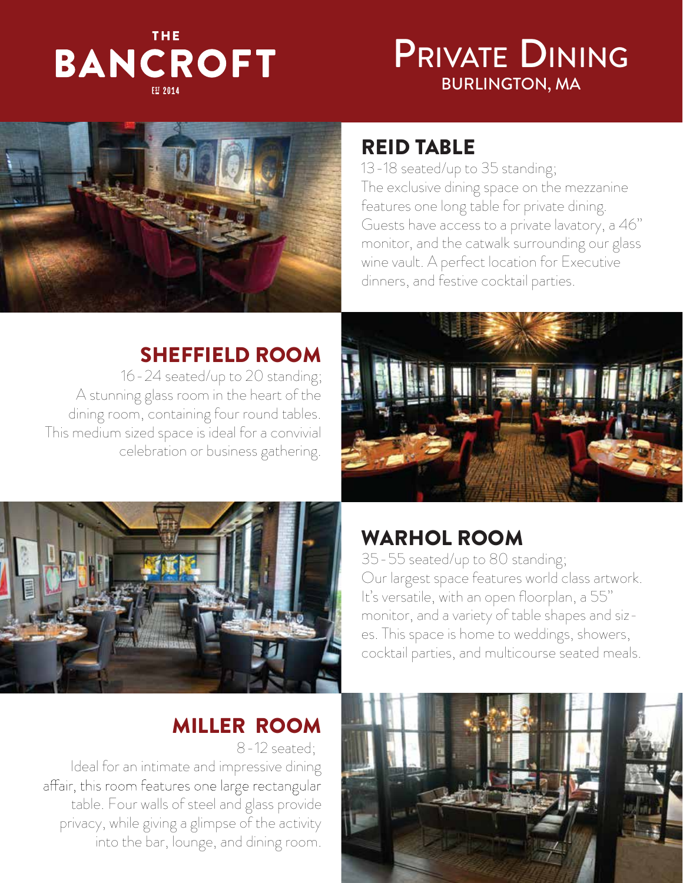# THE BANCROFT

EST 2014

# Private Dining

BURLINGTON, MA

## REID TABLE

13 - 18 seated/up to 35 standing;

The exclusive dining space on the mezzanine features one long table for private dining. Guests have access to a private lavatory, a 46" monitor, and the catwalk surrounding our glass wine vault. A perfect location for Executive dinners, and festive cocktail parties.

## SHEFFIELD ROOM

16 - 24 seated/up to 20 standing;

A stunning glass room in the heart of the dining room, containing four round tables. This medium sized space is ideal for a convivial celebration or business gathering.

## WARHOL ROOM

35 - 55 seated/up to 80 standing;

Our largest space features world class artwork. It's versatile, with an open floorplan, a 55" monitor, and a variety of table shapes and sizes. This space is home to weddings, showers, cocktail parties, and multicourse seated meals.

## MILLER ROOM

8 - 12 seated;

Ideal for an intimate and impressive dining affair, this room features one large rectangular table. Four walls of steel and glass provide privacy, while giving a glimpse of the activity into the bar, lounge, and dining room.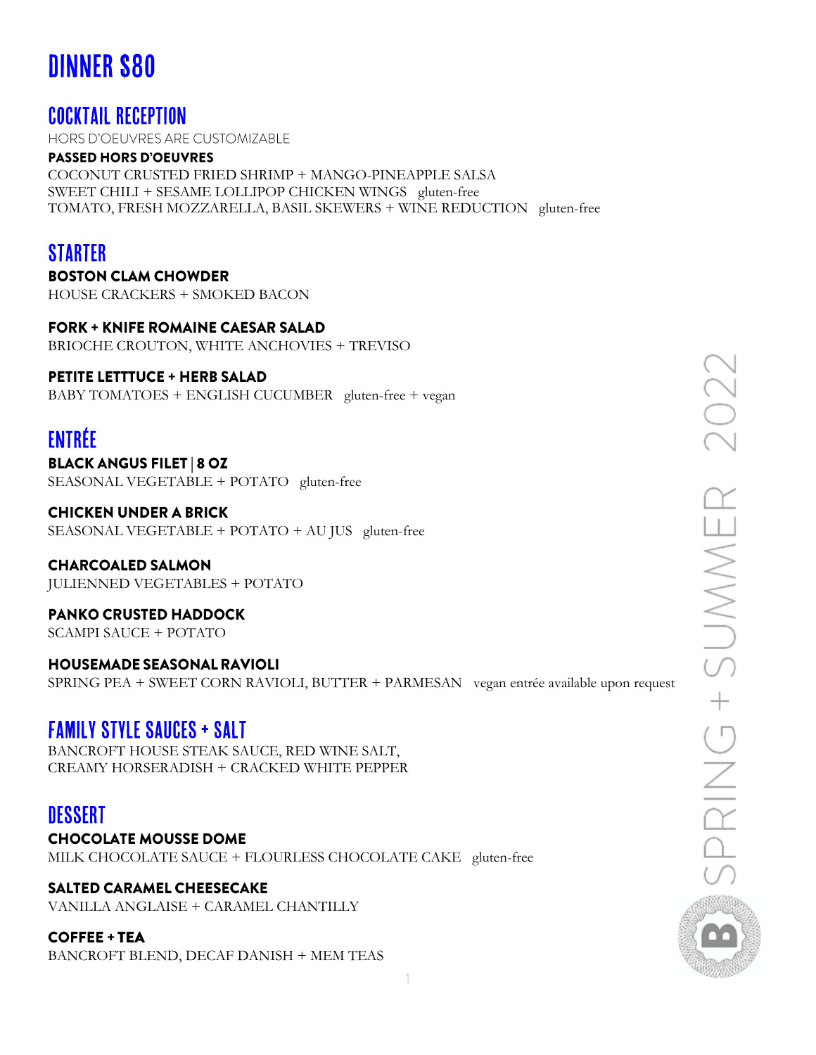# DINNER $80

## COCKTAIL RECEPTION

HORS D'OEUVRES ARE CUSTOMIZABLE

**PASSED HORS D'OEUVRES**

COCONUT CRUSTED FRIED SHRIMP + MANGO-PINEAPPLE SALSA
SWEET CHILI + SESAME LOLLIPOP CHICKEN WINGS gluten-free
TOMATO, FRESH MOZZARELLA, BASIL SKEWERS + WINE REDUCTION gluten-free

## STARTER

**BOSTON CLAM CHOWDER**
HOUSE CRACKERS + SMOKED BACON

**FORK + KNIFE ROMAINE CAESAR SALAD**
BRIOCHE CROUTON, WHITE ANCHOVIES + TREVISO

**PETITE LETTTUCE + HERB SALAD**
BABY TOMATOES + ENGLISH CUCUMBER gluten-free + vegan

## ENTRÉE

**BLACK ANGUS FILET | 8 OZ**
SEASONAL VEGETABLE + POTATO gluten-free

**CHICKEN UNDER A BRICK**
SEASONAL VEGETABLE + POTATO + AU JUS gluten-free

**CHARCOALED SALMON**
JULIENNED VEGETABLES + POTATO

**PANKO CRUSTED HADDOCK**
SCAMPI SAUCE + POTATO

**HOUSEMADE SEASONAL RAVIOLI**
SPRING PEA + SWEET CORN RAVIOLI, BUTTER + PARMESAN vegan entrée available upon request

## FAMILY STYLE SAUCES + SALT

BANCROFT HOUSE STEAK SAUCE, RED WINE SALT,
CREAMY HORSERADISH + CRACKED WHITE PEPPER

## DESSERT

**CHOCOLATE MOUSSE DOME**
MILK CHOCOLATE SAUCE + FLOURLESS CHOCOLATE CAKE gluten-free

**SALTED CARAMEL CHEESECAKE**
VANILLA ANGLAISE + CARAMEL CHANTILLY

**COFFEE + TEA**
BANCROFT BLEND, DECAF DANISH + MEM TEAS

SPRING + SUMMER 2022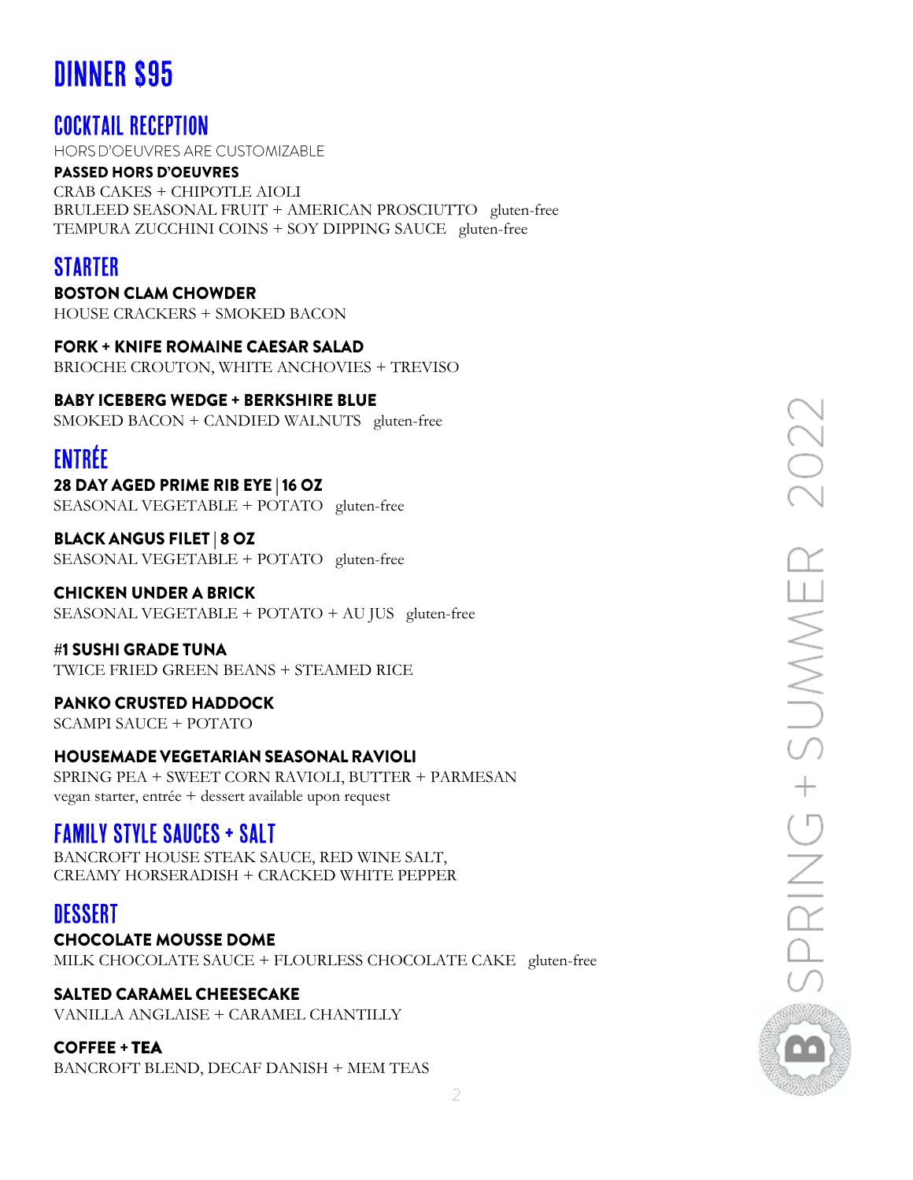# DINNER $95

## COCKTAIL RECEPTION

HORS D'OEUVRES ARE CUSTOMIZABLE

**PASSED HORS D'OEUVRES**

CRAB CAKES + CHIPOTLE AIOLI
BRULEED SEASONAL FRUIT + AMERICAN PROSCIUTTO gluten-free
TEMPURA ZUCCHINI COINS + SOY DIPPING SAUCE gluten-free

## STARTER

**BOSTON CLAM CHOWDER**
HOUSE CRACKERS + SMOKED BACON

**FORK + KNIFE ROMAINE CAESAR SALAD**
BRIOCHE CROUTON, WHITE ANCHOVIES + TREVISO

**BABY ICEBERG WEDGE + BERKSHIRE BLUE**
SMOKED BACON + CANDIED WALNUTS gluten-free

## ENTRÉE

**28 DAY AGED PRIME RIB EYE | 16 OZ**
SEASONAL VEGETABLE + POTATO gluten-free

**BLACK ANGUS FILET | 8 OZ**
SEASONAL VEGETABLE + POTATO gluten-free

**CHICKEN UNDER A BRICK**
SEASONAL VEGETABLE + POTATO + AU JUS gluten-free

**#1 SUSHI GRADE TUNA**
TWICE FRIED GREEN BEANS + STEAMED RICE

**PANKO CRUSTED HADDOCK**
SCAMPI SAUCE + POTATO

**HOUSEMADE VEGETARIAN SEASONAL RAVIOLI**
SPRING PEA + SWEET CORN RAVIOLI, BUTTER + PARMESAN
vegan starter, entrée + dessert available upon request

## FAMILY STYLE SAUCES + SALT

BANCROFT HOUSE STEAK SAUCE, RED WINE SALT,
CREAMY HORSERADISH + CRACKED WHITE PEPPER

## DESSERT

**CHOCOLATE MOUSSE DOME**
MILK CHOCOLATE SAUCE + FLOURLESS CHOCOLATE CAKE gluten-free

**SALTED CARAMEL CHEESECAKE**
VANILLA ANGLAISE + CARAMEL CHANTILLY

**COFFEE + TEA**
BANCROFT BLEND, DECAF DANISH + MEM TEAS

SPRING + SUMMER 2022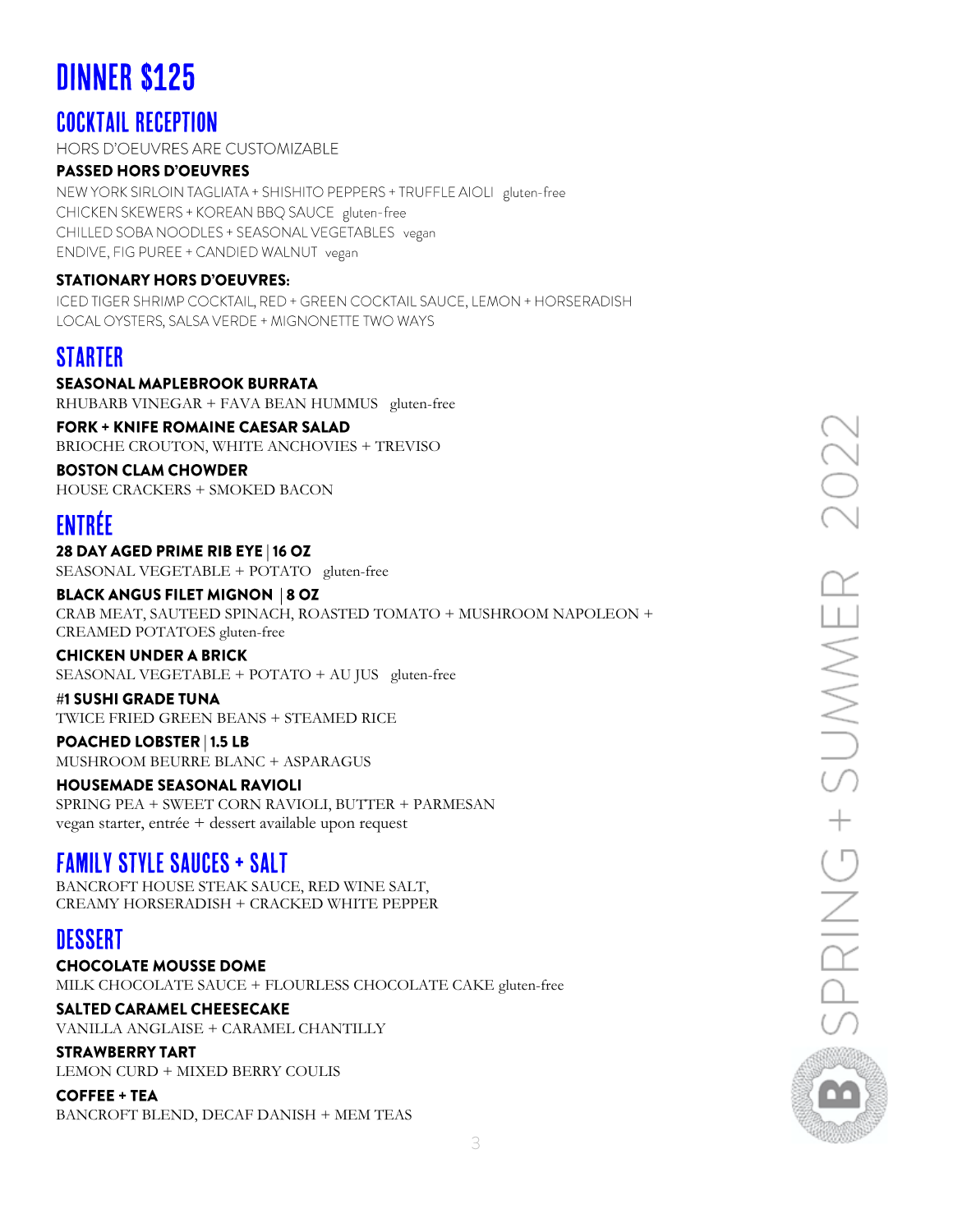# DINNER $125

## COCKTAIL RECEPTION

HORS D'OEUVRES ARE CUSTOMIZABLE

**PASSED HORS D'OEUVRES**

NEW YORK SIRLOIN TAGLIATA + SHISHITO PEPPERS + TRUFFLE AIOLI gluten-free
CHICKEN SKEWERS + KOREAN BBQ SAUCE gluten-free
CHILLED SOBA NOODLES + SEASONAL VEGETABLES vegan
ENDIVE, FIG PUREE + CANDIED WALNUT vegan

**STATIONARY HORS D'OEUVRES:**

ICED TIGER SHRIMP COCKTAIL, RED + GREEN COCKTAIL SAUCE, LEMON + HORSERADISH
LOCAL OYSTERS, SALSA VERDE + MIGNONETTE TWO WAYS

## STARTER

**SEASONAL MAPLEBROOK BURRATA**
RHUBARB VINEGAR + FAVA BEAN HUMMUS gluten-free

**FORK + KNIFE ROMAINE CAESAR SALAD**
BRIOCHE CROUTON, WHITE ANCHOVIES + TREVISO

**BOSTON CLAM CHOWDER**
HOUSE CRACKERS + SMOKED BACON

## ENTRÉE

**28 DAY AGED PRIME RIB EYE | 16 OZ**
SEASONAL VEGETABLE + POTATO gluten-free

**BLACK ANGUS FILET MIGNON | 8 OZ**
CRAB MEAT, SAUTEED SPINACH, ROASTED TOMATO + MUSHROOM NAPOLEON + CREAMED POTATOES gluten-free

**CHICKEN UNDER A BRICK**
SEASONAL VEGETABLE + POTATO + AU JUS gluten-free

**#1 SUSHI GRADE TUNA**
TWICE FRIED GREEN BEANS + STEAMED RICE

**POACHED LOBSTER | 1.5 LB**
MUSHROOM BEURRE BLANC + ASPARAGUS

**HOUSEMADE SEASONAL RAVIOLI**
SPRING PEA + SWEET CORN RAVIOLI, BUTTER + PARMESAN
vegan starter, entrée + dessert available upon request

## FAMILY STYLE SAUCES + SALT

BANCROFT HOUSE STEAK SAUCE, RED WINE SALT,
CREAMY HORSERADISH + CRACKED WHITE PEPPER

## DESSERT

**CHOCOLATE MOUSSE DOME**
MILK CHOCOLATE SAUCE + FLOURLESS CHOCOLATE CAKE gluten-free

**SALTED CARAMEL CHEESECAKE**
VANILLA ANGLAISE + CARAMEL CHANTILLY

**STRAWBERRY TART**
LEMON CURD + MIXED BERRY COULIS

**COFFEE + TEA**
BANCROFT BLEND, DECAF DANISH + MEM TEAS

SPRING + SUMMER 2022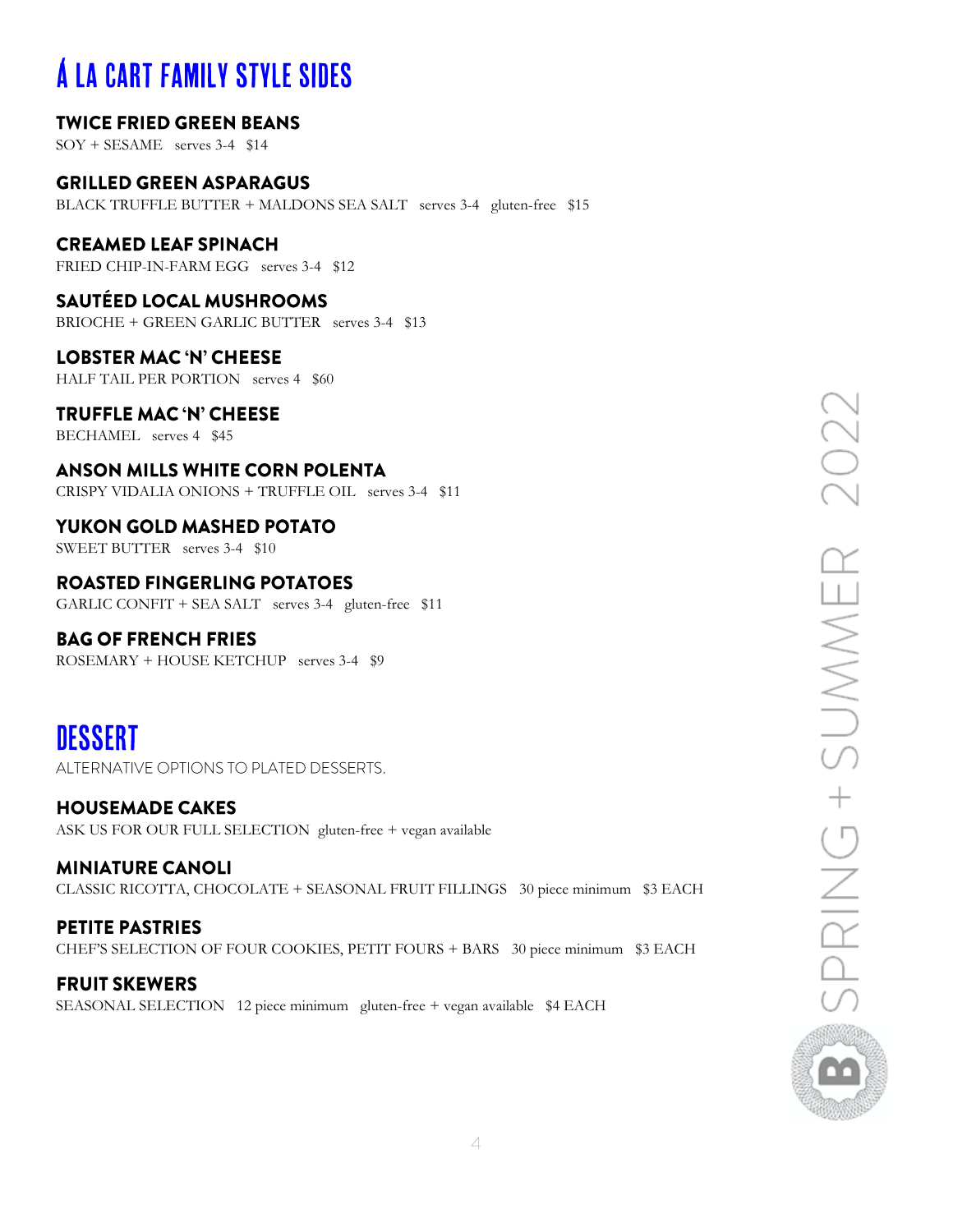# Á LA CART FAMILY STYLE SIDES

**TWICE FRIED GREEN BEANS**
SOY + SESAME serves 3-4 $14

**GRILLED GREEN ASPARAGUS**
BLACK TRUFFLE BUTTER + MALDONS SEA SALT serves 3-4 gluten-free $15

**CREAMED LEAF SPINACH**
FRIED CHIP-IN-FARM EGG serves 3-4 $12

**SAUTÉED LOCAL MUSHROOMS**
BRIOCHE + GREEN GARLIC BUTTER serves 3-4 $13

**LOBSTER MAC 'N' CHEESE**
HALF TAIL PER PORTION serves 4 $60

**TRUFFLE MAC 'N' CHEESE**
BECHAMEL serves 4 $45

**ANSON MILLS WHITE CORN POLENTA**
CRISPY VIDALIA ONIONS + TRUFFLE OIL serves 3-4 $11

**YUKON GOLD MASHED POTATO**
SWEET BUTTER serves 3-4 $10

**ROASTED FINGERLING POTATOES**
GARLIC CONFIT + SEA SALT serves 3-4 gluten-free $11

**BAG OF FRENCH FRIES**
ROSEMARY + HOUSE KETCHUP serves 3-4 $9

# DESSERT

ALTERNATIVE OPTIONS TO PLATED DESSERTS.

**HOUSEMADE CAKES**
ASK US FOR OUR FULL SELECTION gluten-free + vegan available

**MINIATURE CANOLI**
CLASSIC RICOTTA, CHOCOLATE + SEASONAL FRUIT FILLINGS 30 piece minimum $3 EACH

**PETITE PASTRIES**
CHEF'S SELECTION OF FOUR COOKIES, PETIT FOURS + BARS 30 piece minimum $3 EACH

**FRUIT SKEWERS**
SEASONAL SELECTION 12 piece minimum gluten-free + vegan available $4 EACH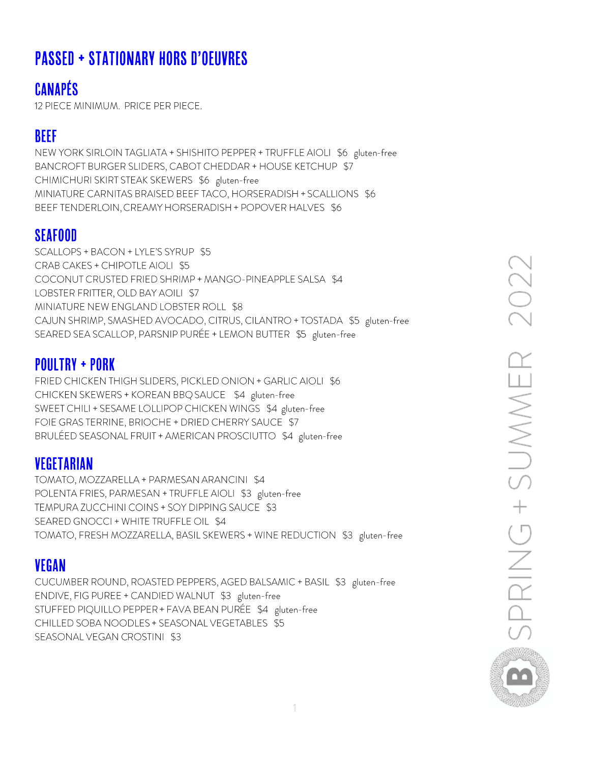# PASSED + STATIONARY HORS D'OEUVRES

## CANAPÉS

12 PIECE MINIMUM. PRICE PER PIECE.

### BEEF

NEW YORK SIRLOIN TAGLIATA + SHISHITO PEPPER + TRUFFLE AIOLI $6 gluten-free
BANCROFT BURGER SLIDERS, CABOT CHEDDAR + HOUSE KETCHUP $7
CHIMICHURI SKIRT STEAK SKEWERS $6 gluten-free
MINIATURE CARNITAS BRAISED BEEF TACO, HORSERADISH + SCALLIONS $6
BEEF TENDERLOIN, CREAMY HORSERADISH + POPOVER HALVES $6

### SEAFOOD

SCALLOPS + BACON + LYLE'S SYRUP $5
CRAB CAKES + CHIPOTLE AIOLI $5
COCONUT CRUSTED FRIED SHRIMP + MANGO-PINEAPPLE SALSA $4
LOBSTER FRITTER, OLD BAY AOILI $7
MINIATURE NEW ENGLAND LOBSTER ROLL $8
CAJUN SHRIMP, SMASHED AVOCADO, CITRUS, CILANTRO + TOSTADA $5 gluten-free
SEARED SEA SCALLOP, PARSNIP PURÉE + LEMON BUTTER $5 gluten-free

### POULTRY + PORK

FRIED CHICKEN THIGH SLIDERS, PICKLED ONION + GARLIC AIOLI $6
CHICKEN SKEWERS + KOREAN BBQ SAUCE $4 gluten-free
SWEET CHILI + SESAME LOLLIPOP CHICKEN WINGS $4 gluten-free
FOIE GRAS TERRINE, BRIOCHE + DRIED CHERRY SAUCE $7
BRULÉED SEASONAL FRUIT + AMERICAN PROSCIUTTO $4 gluten-free

### VEGETARIAN

TOMATO, MOZZARELLA + PARMESAN ARANCINI $4
POLENTA FRIES, PARMESAN + TRUFFLE AIOLI $3 gluten-free
TEMPURA ZUCCHINI COINS + SOY DIPPING SAUCE $3
SEARED GNOCCI + WHITE TRUFFLE OIL $4
TOMATO, FRESH MOZZARELLA, BASIL SKEWERS + WINE REDUCTION $3 gluten-free

### VEGAN

CUCUMBER ROUND, ROASTED PEPPERS, AGED BALSAMIC + BASIL $3 gluten-free
ENDIVE, FIG PUREE + CANDIED WALNUT $3 gluten-free
STUFFED PIQUILLO PEPPER + FAVA BEAN PURÉE $4 gluten-free
CHILLED SOBA NOODLES + SEASONAL VEGETABLES $5
SEASONAL VEGAN CROSTINI $3

SPRING + SUMMER 2022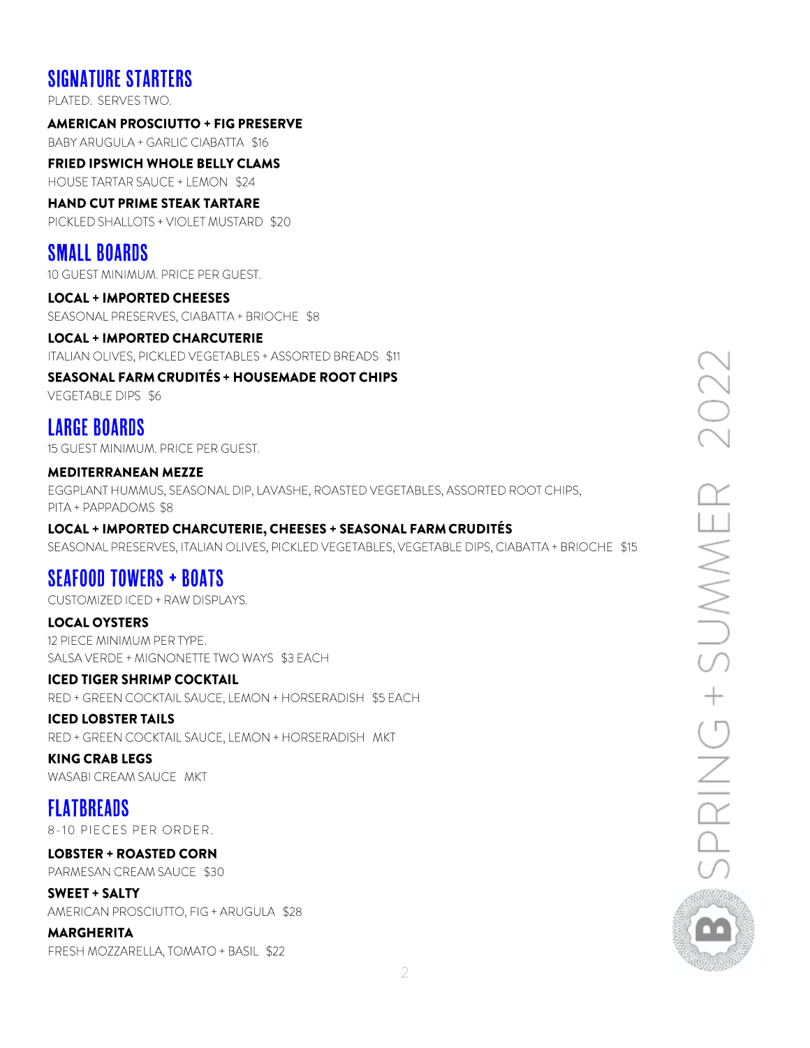## SIGNATURE STARTERS

PLATED. SERVES TWO.

**AMERICAN PROSCIUTTO + FIG PRESERVE**
BABY ARUGULA + GARLIC CIABATTA $16

**FRIED IPSWICH WHOLE BELLY CLAMS**
HOUSE TARTAR SAUCE + LEMON $24

**HAND CUT PRIME STEAK TARTARE**
PICKLED SHALLOTS + VIOLET MUSTARD $20

## SMALL BOARDS

10 GUEST MINIMUM. PRICE PER GUEST.

**LOCAL + IMPORTED CHEESES**
SEASONAL PRESERVES, CIABATTA + BRIOCHE $8

**LOCAL + IMPORTED CHARCUTERIE**
ITALIAN OLIVES, PICKLED VEGETABLES + ASSORTED BREADS $11

**SEASONAL FARM CRUDITÉS + HOUSEMADE ROOT CHIPS**
VEGETABLE DIPS $6

## LARGE BOARDS

15 GUEST MINIMUM. PRICE PER GUEST.

**MEDITERRANEAN MEZZE**
EGGPLANT HUMMUS, SEASONAL DIP, LAVASHE, ROASTED VEGETABLES, ASSORTED ROOT CHIPS, PITA + PAPPADOMS $8

**LOCAL + IMPORTED CHARCUTERIE, CHEESES + SEASONAL FARM CRUDITÉS**
SEASONAL PRESERVES, ITALIAN OLIVES, PICKLED VEGETABLES, VEGETABLE DIPS, CIABATTA + BRIOCHE $15

## SEAFOOD TOWERS + BOATS

CUSTOMIZED ICED + RAW DISPLAYS.

**LOCAL OYSTERS**
12 PIECE MINIMUM PER TYPE.
SALSA VERDE + MIGNONETTE TWO WAYS $3 EACH

**ICED TIGER SHRIMP COCKTAIL**
RED + GREEN COCKTAIL SAUCE, LEMON + HORSERADISH $5 EACH

**ICED LOBSTER TAILS**
RED + GREEN COCKTAIL SAUCE, LEMON + HORSERADISH MKT

**KING CRAB LEGS**
WASABI CREAM SAUCE MKT

## FLATBREADS

8-10 PIECES PER ORDER.

**LOBSTER + ROASTED CORN**
PARMESAN CREAM SAUCE $30

**SWEET + SALTY**
AMERICAN PROSCIUTTO, FIG + ARUGULA $28

**MARGHERITA**
FRESH MOZZARELLA, TOMATO + BASIL $22

SPRING + SUMMER 2022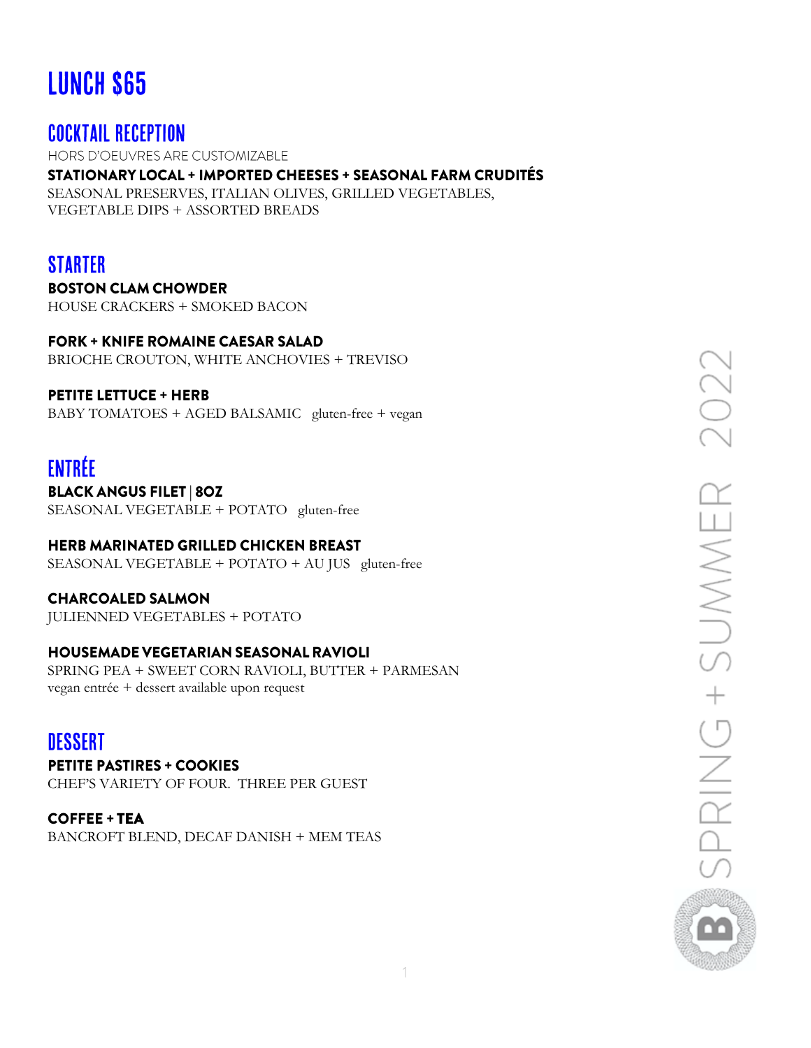# LUNCH $65

## COCKTAIL RECEPTION

HORS D'OEUVRES ARE CUSTOMIZABLE

**STATIONARY LOCAL + IMPORTED CHEESES + SEASONAL FARM CRUDITÉS**
SEASONAL PRESERVES, ITALIAN OLIVES, GRILLED VEGETABLES,
VEGETABLE DIPS + ASSORTED BREADS

## STARTER

**BOSTON CLAM CHOWDER**
HOUSE CRACKERS + SMOKED BACON

**FORK + KNIFE ROMAINE CAESAR SALAD**
BRIOCHE CROUTON, WHITE ANCHOVIES + TREVISO

**PETITE LETTUCE + HERB**
BABY TOMATOES + AGED BALSAMIC gluten-free + vegan

## ENTRÉE

**BLACK ANGUS FILET | 8OZ**
SEASONAL VEGETABLE + POTATO gluten-free

**HERB MARINATED GRILLED CHICKEN BREAST**
SEASONAL VEGETABLE + POTATO + AU JUS gluten-free

**CHARCOALED SALMON**
JULIENNED VEGETABLES + POTATO

**HOUSEMADE VEGETARIAN SEASONAL RAVIOLI**
SPRING PEA + SWEET CORN RAVIOLI, BUTTER + PARMESAN
vegan entrée + dessert available upon request

## DESSERT

**PETITE PASTIRES + COOKIES**
CHEF'S VARIETY OF FOUR. THREE PER GUEST

**COFFEE + TEA**
BANCROFT BLEND, DECAF DANISH + MEM TEAS